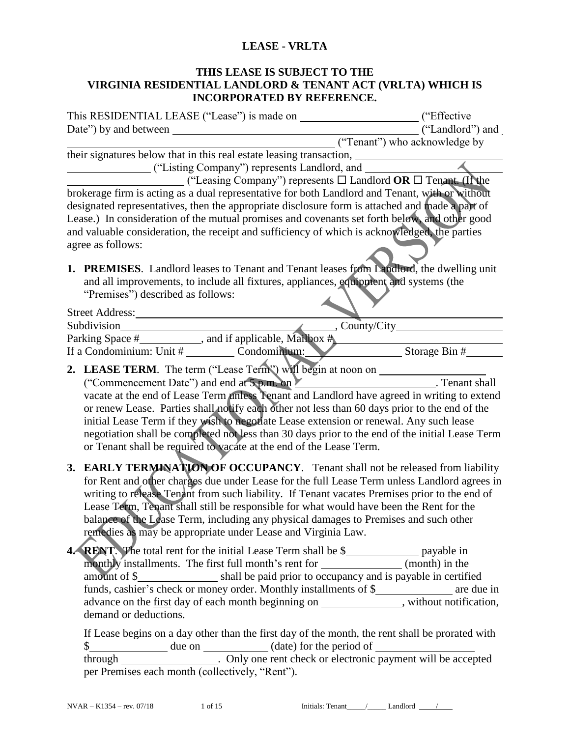# LEASE - VRLTA

## THIS LEASE IS SUBJECT TO THE VIRGINIA RESIDENTIAL LANDLORD & TENANT ACT (VRLTA) WHICH IS INCORPORATED BY REFERENCE.

This RESIDENTIAL LEASE ("Lease") is made on ____________________ ("Effective Date") by and between ____________________________________________ ("Landlord") and ____________________________________________________ ("Tenant") who acknowledge by their signatures below that in this real estate leasing transaction, ________________________ ______________ ("Listing Company") represents Landlord, and ____________________ ______________________ ("Leasing Company") represents ☐ Landlord **OR** ☐ Tenant. (If the brokerage firm is acting as a dual representative for both Landlord and Tenant, with or without designated representatives, then the appropriate disclosure form is attached and made a part of Lease.) In consideration of the mutual promises and covenants set forth below, and other good and valuable consideration, the receipt and sufficiency of which is acknowledged, the parties agree as follows:

1. **PREMISES**. Landlord leases to Tenant and Tenant leases from Landlord, the dwelling unit and all improvements, to include all fixtures, appliances, equipment and systems (the "Premises") described as follows:

Street Address:______________________________________________________________
Subdivision____________________________________, County/City__________________
Parking Space #__________, and if applicable, Mailbox #___________________________
If a Condominium: Unit # ________ Condominium:________________ Storage Bin #______

2. **LEASE TERM**. The term ("Lease Term") will begin at noon on __________________ ("Commencement Date") and end at 5 p.m. on ________________________. Tenant shall vacate at the end of Lease Term unless Tenant and Landlord have agreed in writing to extend or renew Lease. Parties shall notify each other not less than 60 days prior to the end of the initial Lease Term if they wish to negotiate Lease extension or renewal. Any such lease negotiation shall be completed not less than 30 days prior to the end of the initial Lease Term or Tenant shall be required to vacate at the end of the Lease Term.

3. **EARLY TERMINATION OF OCCUPANCY**. Tenant shall not be released from liability for Rent and other charges due under Lease for the full Lease Term unless Landlord agrees in writing to release Tenant from such liability. If Tenant vacates Premises prior to the end of Lease Term, Tenant shall still be responsible for what would have been the Rent for the balance of the Lease Term, including any physical damages to Premises and such other remedies as may be appropriate under Lease and Virginia Law.

4. **RENT**. The total rent for the initial Lease Term shall be $____________ payable in monthly installments. The first full month's rent for ______________ (month) in the amount of $______________ shall be paid prior to occupancy and is payable in certified funds, cashier's check or money order. Monthly installments of $_____________ are due in advance on the first day of each month beginning on ______________, without notification, demand or deductions.

   If Lease begins on a day other than the first day of the month, the rent shall be prorated with $_____________ due on ___________ (date) for the period of _________________ through _________________. Only one rent check or electronic payment will be accepted per Premises each month (collectively, "Rent").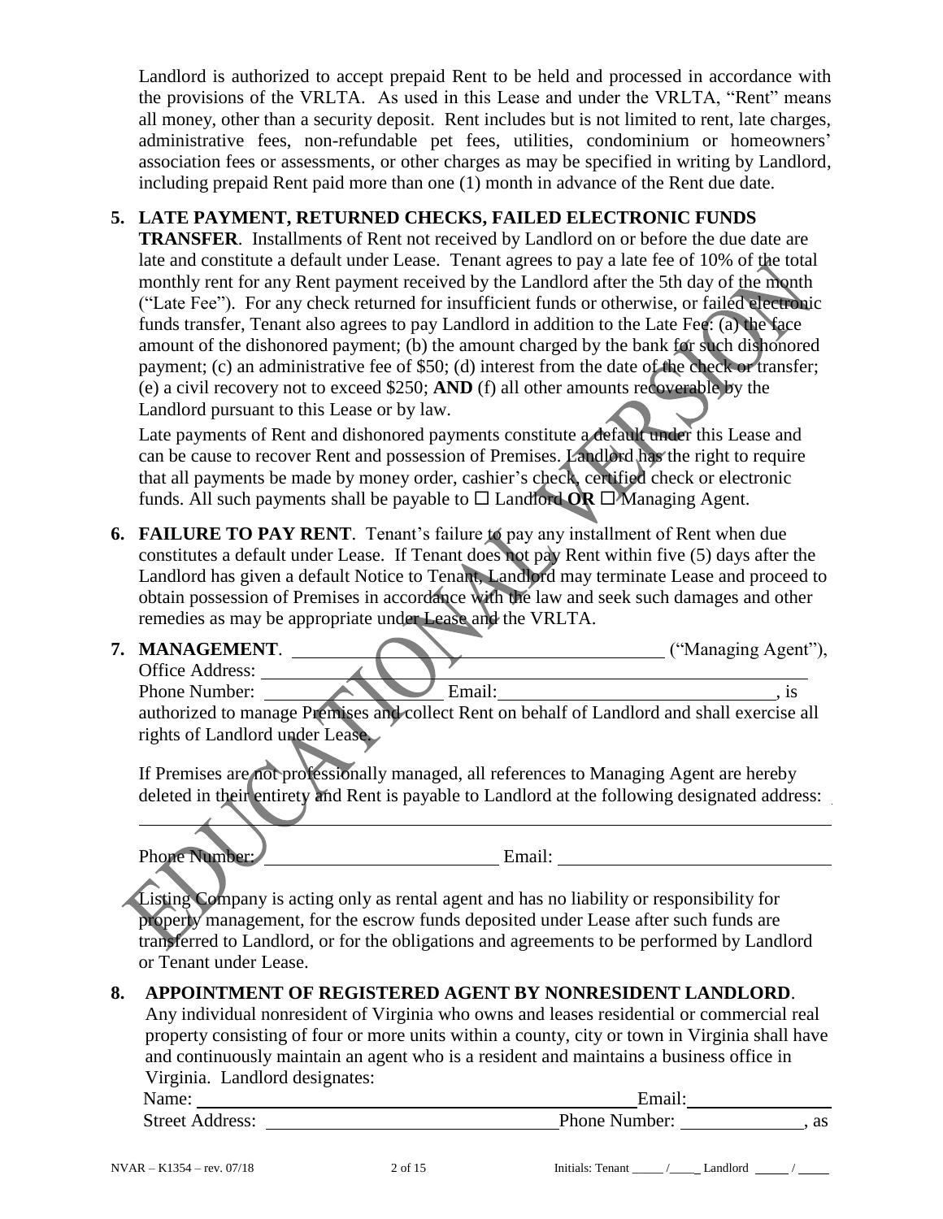Landlord is authorized to accept prepaid Rent to be held and processed in accordance with the provisions of the VRLTA. As used in this Lease and under the VRLTA, "Rent" means all money, other than a security deposit. Rent includes but is not limited to rent, late charges, administrative fees, non-refundable pet fees, utilities, condominium or homeowners' association fees or assessments, or other charges as may be specified in writing by Landlord, including prepaid Rent paid more than one (1) month in advance of the Rent due date.

**5. LATE PAYMENT, RETURNED CHECKS, FAILED ELECTRONIC FUNDS TRANSFER**. Installments of Rent not received by Landlord on or before the due date are late and constitute a default under Lease. Tenant agrees to pay a late fee of 10% of the total monthly rent for any Rent payment received by the Landlord after the 5th day of the month ("Late Fee"). For any check returned for insufficient funds or otherwise, or failed electronic funds transfer, Tenant also agrees to pay Landlord in addition to the Late Fee: (a) the face amount of the dishonored payment; (b) the amount charged by the bank for such dishonored payment; (c) an administrative fee of $50; (d) interest from the date of the check or transfer; (e) a civil recovery not to exceed $250; **AND** (f) all other amounts recoverable by the Landlord pursuant to this Lease or by law.

Late payments of Rent and dishonored payments constitute a default under this Lease and can be cause to recover Rent and possession of Premises. Landlord has the right to require that all payments be made by money order, cashier's check, certified check or electronic funds. All such payments shall be payable to ☐ Landlord **OR** ☐ Managing Agent.

**6. FAILURE TO PAY RENT**. Tenant's failure to pay any installment of Rent when due constitutes a default under Lease. If Tenant does not pay Rent within five (5) days after the Landlord has given a default Notice to Tenant, Landlord may terminate Lease and proceed to obtain possession of Premises in accordance with the law and seek such damages and other remedies as may be appropriate under Lease and the VRLTA.

**7. MANAGEMENT**. ____________________ ("Managing Agent"),
Office Address: ____________________
Phone Number: ____________ Email: ____________, is authorized to manage Premises and collect Rent on behalf of Landlord and shall exercise all rights of Landlord under Lease.

If Premises are not professionally managed, all references to Managing Agent are hereby deleted in their entirety and Rent is payable to Landlord at the following designated address:

____________________

Phone Number: ____________ Email: ____________

Listing Company is acting only as rental agent and has no liability or responsibility for property management, for the escrow funds deposited under Lease after such funds are transferred to Landlord, or for the obligations and agreements to be performed by Landlord or Tenant under Lease.

**8. APPOINTMENT OF REGISTERED AGENT BY NONRESIDENT LANDLORD**. Any individual nonresident of Virginia who owns and leases residential or commercial real property consisting of four or more units within a county, city or town in Virginia shall have and continuously maintain an agent who is a resident and maintains a business office in Virginia. Landlord designates:

Name: ____________________ Email: ____________
Street Address: ____________________ Phone Number: ____________, as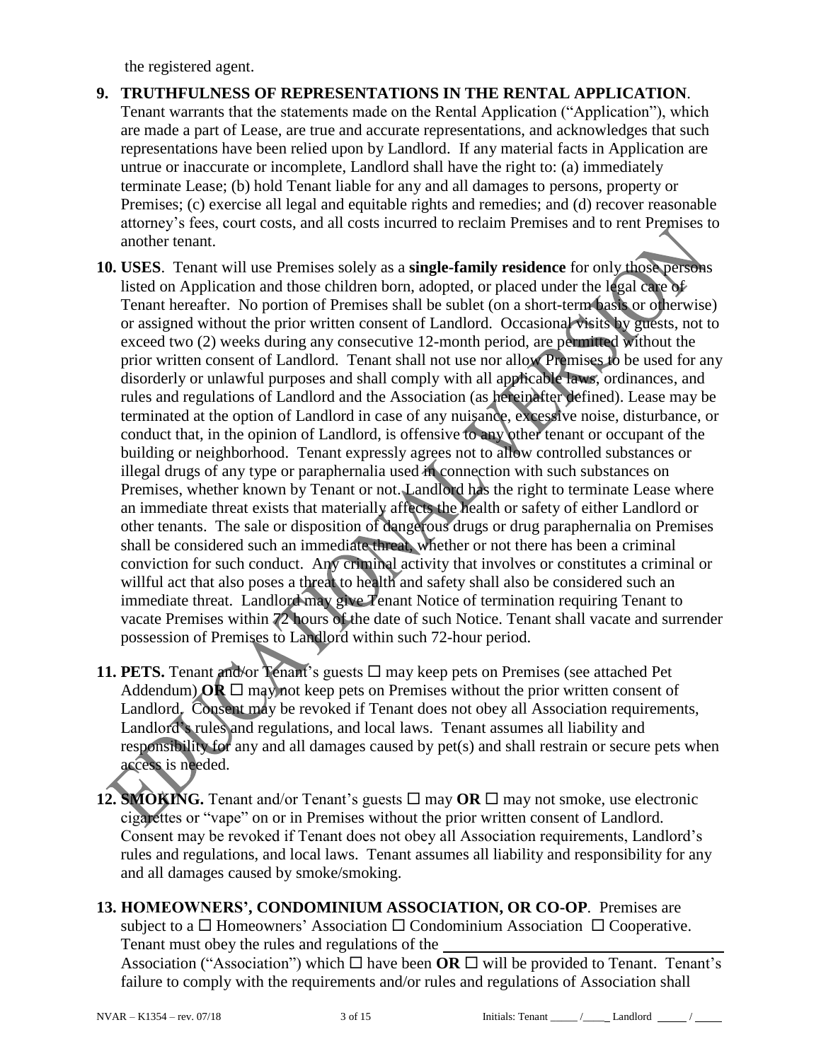the registered agent.

**9. TRUTHFULNESS OF REPRESENTATIONS IN THE RENTAL APPLICATION**. Tenant warrants that the statements made on the Rental Application ("Application"), which are made a part of Lease, are true and accurate representations, and acknowledges that such representations have been relied upon by Landlord. If any material facts in Application are untrue or inaccurate or incomplete, Landlord shall have the right to: (a) immediately terminate Lease; (b) hold Tenant liable for any and all damages to persons, property or Premises; (c) exercise all legal and equitable rights and remedies; and (d) recover reasonable attorney's fees, court costs, and all costs incurred to reclaim Premises and to rent Premises to another tenant.

**10. USES**. Tenant will use Premises solely as a **single-family residence** for only those persons listed on Application and those children born, adopted, or placed under the legal care of Tenant hereafter. No portion of Premises shall be sublet (on a short-term basis or otherwise) or assigned without the prior written consent of Landlord. Occasional visits by guests, not to exceed two (2) weeks during any consecutive 12-month period, are permitted without the prior written consent of Landlord. Tenant shall not use nor allow Premises to be used for any disorderly or unlawful purposes and shall comply with all applicable laws, ordinances, and rules and regulations of Landlord and the Association (as hereinafter defined). Lease may be terminated at the option of Landlord in case of any nuisance, excessive noise, disturbance, or conduct that, in the opinion of Landlord, is offensive to any other tenant or occupant of the building or neighborhood. Tenant expressly agrees not to allow controlled substances or illegal drugs of any type or paraphernalia used in connection with such substances on Premises, whether known by Tenant or not. Landlord has the right to terminate Lease where an immediate threat exists that materially affects the health or safety of either Landlord or other tenants. The sale or disposition of dangerous drugs or drug paraphernalia on Premises shall be considered such an immediate threat, whether or not there has been a criminal conviction for such conduct. Any criminal activity that involves or constitutes a criminal or willful act that also poses a threat to health and safety shall also be considered such an immediate threat. Landlord may give Tenant Notice of termination requiring Tenant to vacate Premises within 72 hours of the date of such Notice. Tenant shall vacate and surrender possession of Premises to Landlord within such 72-hour period.

**11. PETS.** Tenant and/or Tenant's guests ☐ may keep pets on Premises (see attached Pet Addendum) **OR** ☐ may not keep pets on Premises without the prior written consent of Landlord. Consent may be revoked if Tenant does not obey all Association requirements, Landlord's rules and regulations, and local laws. Tenant assumes all liability and responsibility for any and all damages caused by pet(s) and shall restrain or secure pets when access is needed.

**12. SMOKING.** Tenant and/or Tenant's guests ☐ may **OR** ☐ may not smoke, use electronic cigarettes or "vape" on or in Premises without the prior written consent of Landlord. Consent may be revoked if Tenant does not obey all Association requirements, Landlord's rules and regulations, and local laws. Tenant assumes all liability and responsibility for any and all damages caused by smoke/smoking.

**13. HOMEOWNERS', CONDOMINIUM ASSOCIATION, OR CO-OP**. Premises are subject to a ☐ Homeowners' Association ☐ Condominium Association ☐ Cooperative. Tenant must obey the rules and regulations of the ________________________________ Association ("Association") which ☐ have been **OR** ☐ will be provided to Tenant. Tenant's failure to comply with the requirements and/or rules and regulations of Association shall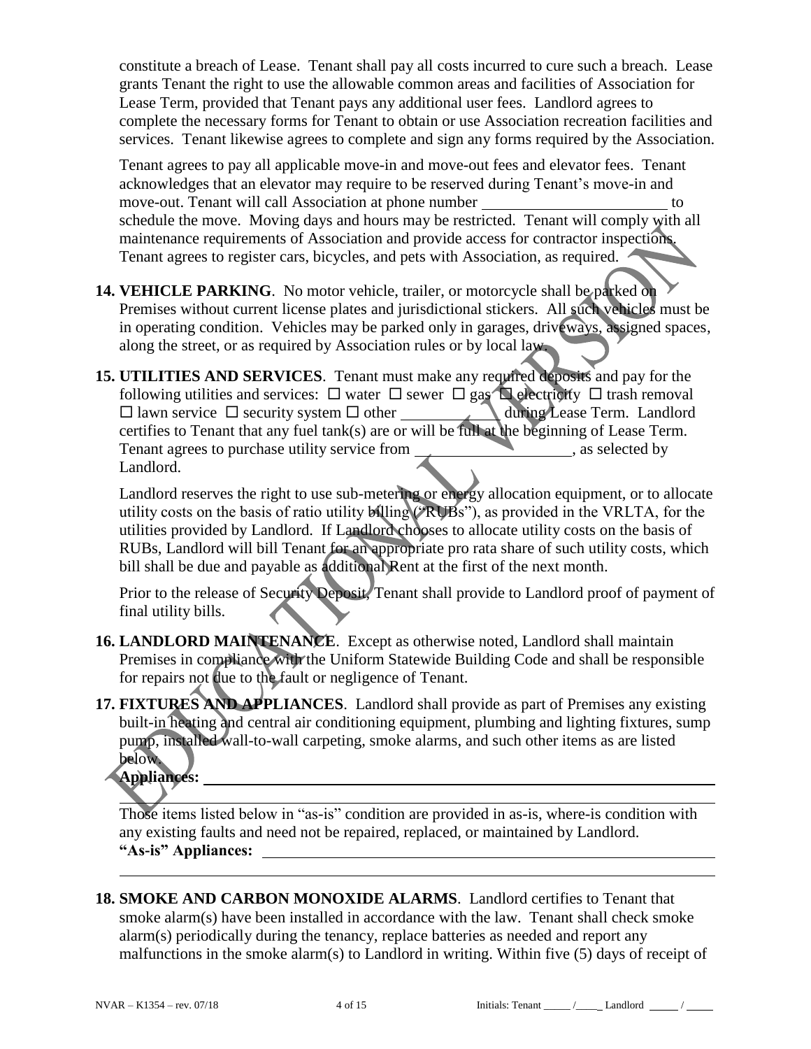constitute a breach of Lease. Tenant shall pay all costs incurred to cure such a breach. Lease grants Tenant the right to use the allowable common areas and facilities of Association for Lease Term, provided that Tenant pays any additional user fees. Landlord agrees to complete the necessary forms for Tenant to obtain or use Association recreation facilities and services. Tenant likewise agrees to complete and sign any forms required by the Association.

Tenant agrees to pay all applicable move-in and move-out fees and elevator fees. Tenant acknowledges that an elevator may require to be reserved during Tenant's move-in and move-out. Tenant will call Association at phone number ______________________ to schedule the move. Moving days and hours may be restricted. Tenant will comply with all maintenance requirements of Association and provide access for contractor inspections. Tenant agrees to register cars, bicycles, and pets with Association, as required.

**14. VEHICLE PARKING**. No motor vehicle, trailer, or motorcycle shall be parked on Premises without current license plates and jurisdictional stickers. All such vehicles must be in operating condition. Vehicles may be parked only in garages, driveways, assigned spaces, along the street, or as required by Association rules or by local law.

**15. UTILITIES AND SERVICES**. Tenant must make any required deposits and pay for the following utilities and services: ☐ water ☐ sewer ☐ gas ☐ electricity ☐ trash removal ☐ lawn service ☐ security system ☐ other ____________ during Lease Term. Landlord certifies to Tenant that any fuel tank(s) are or will be full at the beginning of Lease Term. Tenant agrees to purchase utility service from ____________________, as selected by Landlord.

Landlord reserves the right to use sub-metering or energy allocation equipment, or to allocate utility costs on the basis of ratio utility billing ("RUBs"), as provided in the VRLTA, for the utilities provided by Landlord. If Landlord chooses to allocate utility costs on the basis of RUBs, Landlord will bill Tenant for an appropriate pro rata share of such utility costs, which bill shall be due and payable as additional Rent at the first of the next month.

Prior to the release of Security Deposit, Tenant shall provide to Landlord proof of payment of final utility bills.

**16. LANDLORD MAINTENANCE**. Except as otherwise noted, Landlord shall maintain Premises in compliance with the Uniform Statewide Building Code and shall be responsible for repairs not due to the fault or negligence of Tenant.

**17. FIXTURES AND APPLIANCES**. Landlord shall provide as part of Premises any existing built-in heating and central air conditioning equipment, plumbing and lighting fixtures, sump pump, installed wall-to-wall carpeting, smoke alarms, and such other items as are listed below.

**Appliances:** ____________________________________________________________

________________________________________________________________________

Those items listed below in "as-is" condition are provided in as-is, where-is condition with any existing faults and need not be repaired, replaced, or maintained by Landlord.

**"As-is" Appliances:** ______________________________________________________

________________________________________________________________________

**18. SMOKE AND CARBON MONOXIDE ALARMS**. Landlord certifies to Tenant that smoke alarm(s) have been installed in accordance with the law. Tenant shall check smoke alarm(s) periodically during the tenancy, replace batteries as needed and report any malfunctions in the smoke alarm(s) to Landlord in writing. Within five (5) days of receipt of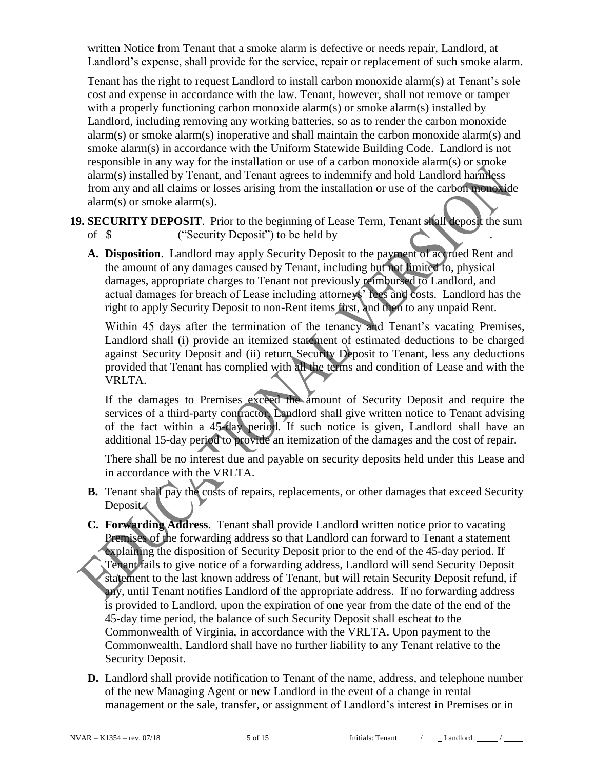written Notice from Tenant that a smoke alarm is defective or needs repair, Landlord, at Landlord's expense, shall provide for the service, repair or replacement of such smoke alarm.

Tenant has the right to request Landlord to install carbon monoxide alarm(s) at Tenant's sole cost and expense in accordance with the law. Tenant, however, shall not remove or tamper with a properly functioning carbon monoxide alarm(s) or smoke alarm(s) installed by Landlord, including removing any working batteries, so as to render the carbon monoxide alarm(s) or smoke alarm(s) inoperative and shall maintain the carbon monoxide alarm(s) and smoke alarm(s) in accordance with the Uniform Statewide Building Code. Landlord is not responsible in any way for the installation or use of a carbon monoxide alarm(s) or smoke alarm(s) installed by Tenant, and Tenant agrees to indemnify and hold Landlord harmless from any and all claims or losses arising from the installation or use of the carbon monoxide alarm(s) or smoke alarm(s).

**19. SECURITY DEPOSIT**. Prior to the beginning of Lease Term, Tenant shall deposit the sum of $__________ ("Security Deposit") to be held by ________________________.

**A. Disposition**. Landlord may apply Security Deposit to the payment of accrued Rent and the amount of any damages caused by Tenant, including but not limited to, physical damages, appropriate charges to Tenant not previously reimbursed to Landlord, and actual damages for breach of Lease including attorneys' fees and costs. Landlord has the right to apply Security Deposit to non-Rent items first, and then to any unpaid Rent.

Within 45 days after the termination of the tenancy and Tenant's vacating Premises, Landlord shall (i) provide an itemized statement of estimated deductions to be charged against Security Deposit and (ii) return Security Deposit to Tenant, less any deductions provided that Tenant has complied with all the terms and condition of Lease and with the VRLTA.

If the damages to Premises exceed the amount of Security Deposit and require the services of a third-party contractor, Landlord shall give written notice to Tenant advising of the fact within a 45-day period. If such notice is given, Landlord shall have an additional 15-day period to provide an itemization of the damages and the cost of repair.

There shall be no interest due and payable on security deposits held under this Lease and in accordance with the VRLTA.

**B.** Tenant shall pay the costs of repairs, replacements, or other damages that exceed Security Deposit.

**C. Forwarding Address**. Tenant shall provide Landlord written notice prior to vacating Premises of the forwarding address so that Landlord can forward to Tenant a statement explaining the disposition of Security Deposit prior to the end of the 45-day period. If Tenant fails to give notice of a forwarding address, Landlord will send Security Deposit statement to the last known address of Tenant, but will retain Security Deposit refund, if any, until Tenant notifies Landlord of the appropriate address. If no forwarding address is provided to Landlord, upon the expiration of one year from the date of the end of the 45-day time period, the balance of such Security Deposit shall escheat to the Commonwealth of Virginia, in accordance with the VRLTA. Upon payment to the Commonwealth, Landlord shall have no further liability to any Tenant relative to the Security Deposit.

**D.** Landlord shall provide notification to Tenant of the name, address, and telephone number of the new Managing Agent or new Landlord in the event of a change in rental management or the sale, transfer, or assignment of Landlord's interest in Premises or in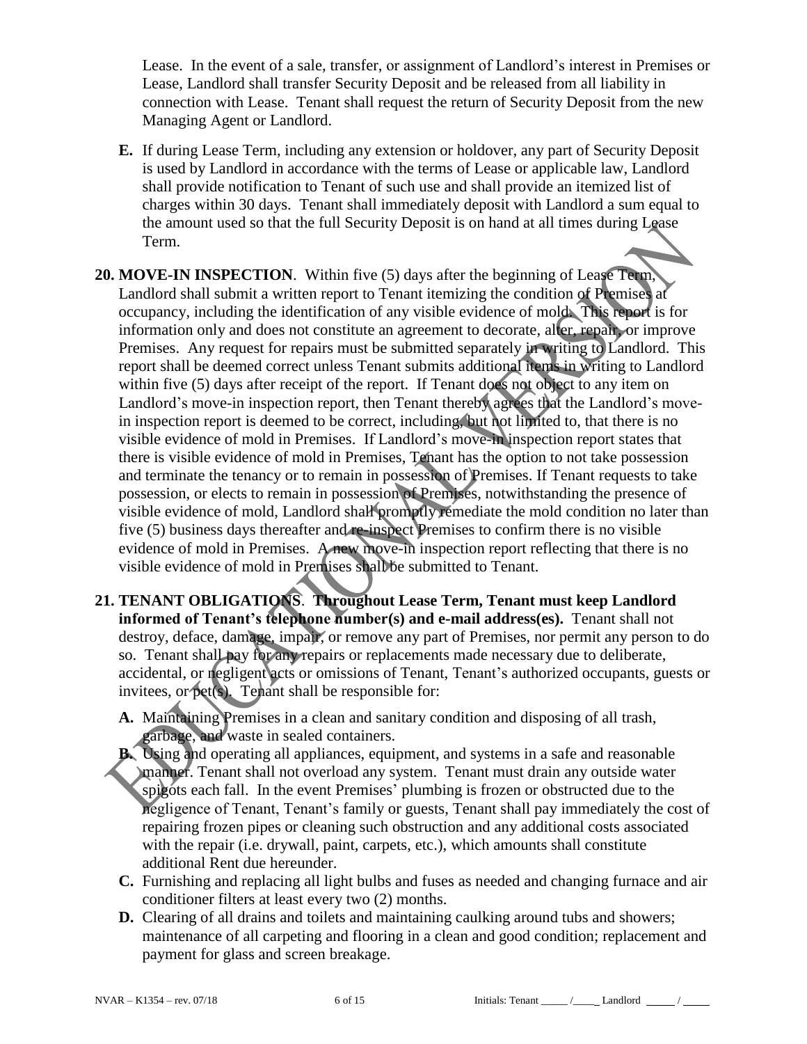Lease. In the event of a sale, transfer, or assignment of Landlord's interest in Premises or Lease, Landlord shall transfer Security Deposit and be released from all liability in connection with Lease. Tenant shall request the return of Security Deposit from the new Managing Agent or Landlord.

**E.** If during Lease Term, including any extension or holdover, any part of Security Deposit is used by Landlord in accordance with the terms of Lease or applicable law, Landlord shall provide notification to Tenant of such use and shall provide an itemized list of charges within 30 days. Tenant shall immediately deposit with Landlord a sum equal to the amount used so that the full Security Deposit is on hand at all times during Lease Term.

**20. MOVE-IN INSPECTION**. Within five (5) days after the beginning of Lease Term, Landlord shall submit a written report to Tenant itemizing the condition of Premises at occupancy, including the identification of any visible evidence of mold. This report is for information only and does not constitute an agreement to decorate, alter, repair, or improve Premises. Any request for repairs must be submitted separately in writing to Landlord. This report shall be deemed correct unless Tenant submits additional items in writing to Landlord within five (5) days after receipt of the report. If Tenant does not object to any item on Landlord's move-in inspection report, then Tenant thereby agrees that the Landlord's move-in inspection report is deemed to be correct, including, but not limited to, that there is no visible evidence of mold in Premises. If Landlord's move-in inspection report states that there is visible evidence of mold in Premises, Tenant has the option to not take possession and terminate the tenancy or to remain in possession of Premises. If Tenant requests to take possession, or elects to remain in possession of Premises, notwithstanding the presence of visible evidence of mold, Landlord shall promptly remediate the mold condition no later than five (5) business days thereafter and re-inspect Premises to confirm there is no visible evidence of mold in Premises. A new move-in inspection report reflecting that there is no visible evidence of mold in Premises shall be submitted to Tenant.

**21. TENANT OBLIGATIONS**. **Throughout Lease Term, Tenant must keep Landlord informed of Tenant's telephone number(s) and e-mail address(es).** Tenant shall not destroy, deface, damage, impair, or remove any part of Premises, nor permit any person to do so. Tenant shall pay for any repairs or replacements made necessary due to deliberate, accidental, or negligent acts or omissions of Tenant, Tenant's authorized occupants, guests or invitees, or pet(s). Tenant shall be responsible for:

**A.** Maintaining Premises in a clean and sanitary condition and disposing of all trash, garbage, and waste in sealed containers.

**B.** Using and operating all appliances, equipment, and systems in a safe and reasonable manner. Tenant shall not overload any system. Tenant must drain any outside water spigots each fall. In the event Premises' plumbing is frozen or obstructed due to the negligence of Tenant, Tenant's family or guests, Tenant shall pay immediately the cost of repairing frozen pipes or cleaning such obstruction and any additional costs associated with the repair (i.e. drywall, paint, carpets, etc.), which amounts shall constitute additional Rent due hereunder.

**C.** Furnishing and replacing all light bulbs and fuses as needed and changing furnace and air conditioner filters at least every two (2) months.

**D.** Clearing of all drains and toilets and maintaining caulking around tubs and showers; maintenance of all carpeting and flooring in a clean and good condition; replacement and payment for glass and screen breakage.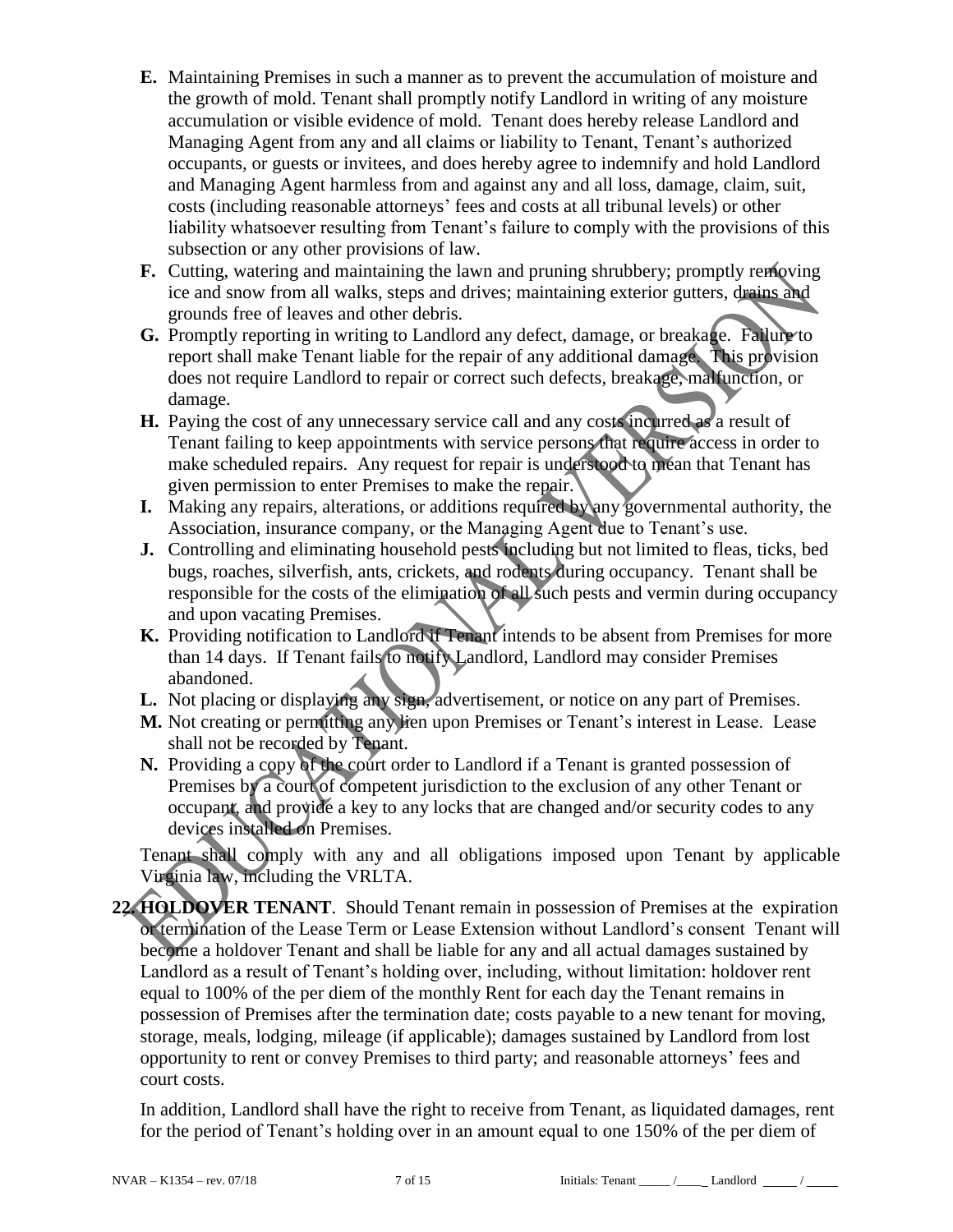**E.** Maintaining Premises in such a manner as to prevent the accumulation of moisture and the growth of mold. Tenant shall promptly notify Landlord in writing of any moisture accumulation or visible evidence of mold. Tenant does hereby release Landlord and Managing Agent from any and all claims or liability to Tenant, Tenant's authorized occupants, or guests or invitees, and does hereby agree to indemnify and hold Landlord and Managing Agent harmless from and against any and all loss, damage, claim, suit, costs (including reasonable attorneys' fees and costs at all tribunal levels) or other liability whatsoever resulting from Tenant's failure to comply with the provisions of this subsection or any other provisions of law.

**F.** Cutting, watering and maintaining the lawn and pruning shrubbery; promptly removing ice and snow from all walks, steps and drives; maintaining exterior gutters, drains and grounds free of leaves and other debris.

**G.** Promptly reporting in writing to Landlord any defect, damage, or breakage. Failure to report shall make Tenant liable for the repair of any additional damage. This provision does not require Landlord to repair or correct such defects, breakage, malfunction, or damage.

**H.** Paying the cost of any unnecessary service call and any costs incurred as a result of Tenant failing to keep appointments with service persons that require access in order to make scheduled repairs. Any request for repair is understood to mean that Tenant has given permission to enter Premises to make the repair.

**I.** Making any repairs, alterations, or additions required by any governmental authority, the Association, insurance company, or the Managing Agent due to Tenant's use.

**J.** Controlling and eliminating household pests including but not limited to fleas, ticks, bed bugs, roaches, silverfish, ants, crickets, and rodents during occupancy. Tenant shall be responsible for the costs of the elimination of all such pests and vermin during occupancy and upon vacating Premises.

**K.** Providing notification to Landlord if Tenant intends to be absent from Premises for more than 14 days. If Tenant fails to notify Landlord, Landlord may consider Premises abandoned.

**L.** Not placing or displaying any sign, advertisement, or notice on any part of Premises.

**M.** Not creating or permitting any lien upon Premises or Tenant's interest in Lease. Lease shall not be recorded by Tenant.

**N.** Providing a copy of the court order to Landlord if a Tenant is granted possession of Premises by a court of competent jurisdiction to the exclusion of any other Tenant or occupant, and provide a key to any locks that are changed and/or security codes to any devices installed on Premises.

Tenant shall comply with any and all obligations imposed upon Tenant by applicable Virginia law, including the VRLTA.

**22. HOLDOVER TENANT**. Should Tenant remain in possession of Premises at the expiration or termination of the Lease Term or Lease Extension without Landlord's consent Tenant will become a holdover Tenant and shall be liable for any and all actual damages sustained by Landlord as a result of Tenant's holding over, including, without limitation: holdover rent equal to 100% of the per diem of the monthly Rent for each day the Tenant remains in possession of Premises after the termination date; costs payable to a new tenant for moving, storage, meals, lodging, mileage (if applicable); damages sustained by Landlord from lost opportunity to rent or convey Premises to third party; and reasonable attorneys' fees and court costs.

In addition, Landlord shall have the right to receive from Tenant, as liquidated damages, rent for the period of Tenant's holding over in an amount equal to one 150% of the per diem of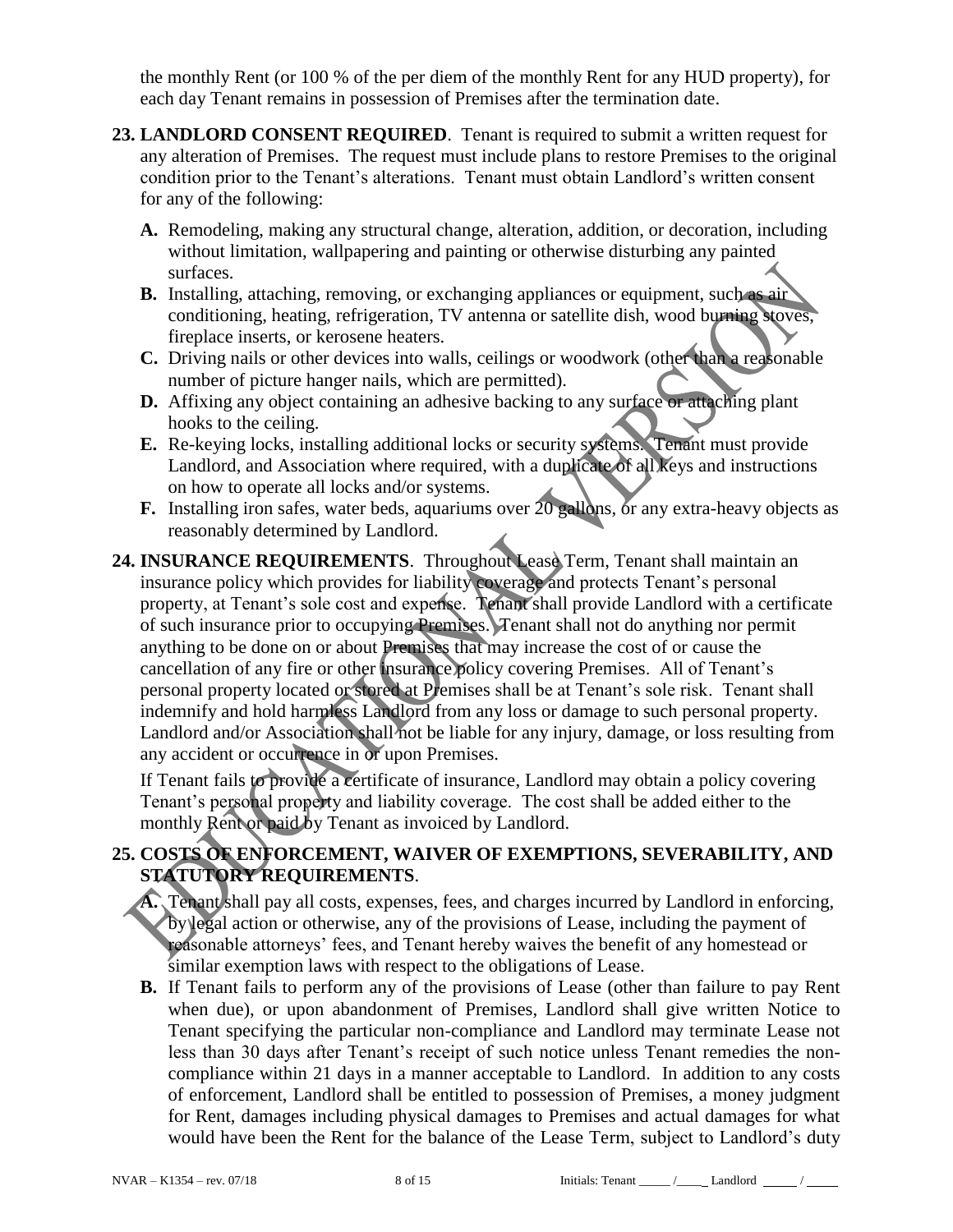the monthly Rent (or 100 % of the per diem of the monthly Rent for any HUD property), for each day Tenant remains in possession of Premises after the termination date.

**23. LANDLORD CONSENT REQUIRED**. Tenant is required to submit a written request for any alteration of Premises. The request must include plans to restore Premises to the original condition prior to the Tenant's alterations. Tenant must obtain Landlord's written consent for any of the following:

- **A.** Remodeling, making any structural change, alteration, addition, or decoration, including without limitation, wallpapering and painting or otherwise disturbing any painted surfaces.
- **B.** Installing, attaching, removing, or exchanging appliances or equipment, such as air conditioning, heating, refrigeration, TV antenna or satellite dish, wood burning stoves, fireplace inserts, or kerosene heaters.
- **C.** Driving nails or other devices into walls, ceilings or woodwork (other than a reasonable number of picture hanger nails, which are permitted).
- **D.** Affixing any object containing an adhesive backing to any surface or attaching plant hooks to the ceiling.
- **E.** Re-keying locks, installing additional locks or security systems. Tenant must provide Landlord, and Association where required, with a duplicate of all keys and instructions on how to operate all locks and/or systems.
- **F.** Installing iron safes, water beds, aquariums over 20 gallons, or any extra-heavy objects as reasonably determined by Landlord.

**24. INSURANCE REQUIREMENTS**. Throughout Lease Term, Tenant shall maintain an insurance policy which provides for liability coverage and protects Tenant's personal property, at Tenant's sole cost and expense. Tenant shall provide Landlord with a certificate of such insurance prior to occupying Premises. Tenant shall not do anything nor permit anything to be done on or about Premises that may increase the cost of or cause the cancellation of any fire or other insurance policy covering Premises. All of Tenant's personal property located or stored at Premises shall be at Tenant's sole risk. Tenant shall indemnify and hold harmless Landlord from any loss or damage to such personal property. Landlord and/or Association shall not be liable for any injury, damage, or loss resulting from any accident or occurrence in or upon Premises.

If Tenant fails to provide a certificate of insurance, Landlord may obtain a policy covering Tenant's personal property and liability coverage. The cost shall be added either to the monthly Rent or paid by Tenant as invoiced by Landlord.

**25. COSTS OF ENFORCEMENT, WAIVER OF EXEMPTIONS, SEVERABILITY, AND STATUTORY REQUIREMENTS**.

- **A.** Tenant shall pay all costs, expenses, fees, and charges incurred by Landlord in enforcing, by legal action or otherwise, any of the provisions of Lease, including the payment of reasonable attorneys' fees, and Tenant hereby waives the benefit of any homestead or similar exemption laws with respect to the obligations of Lease.
- **B.** If Tenant fails to perform any of the provisions of Lease (other than failure to pay Rent when due), or upon abandonment of Premises, Landlord shall give written Notice to Tenant specifying the particular non-compliance and Landlord may terminate Lease not less than 30 days after Tenant's receipt of such notice unless Tenant remedies the non-compliance within 21 days in a manner acceptable to Landlord. In addition to any costs of enforcement, Landlord shall be entitled to possession of Premises, a money judgment for Rent, damages including physical damages to Premises and actual damages for what would have been the Rent for the balance of the Lease Term, subject to Landlord's duty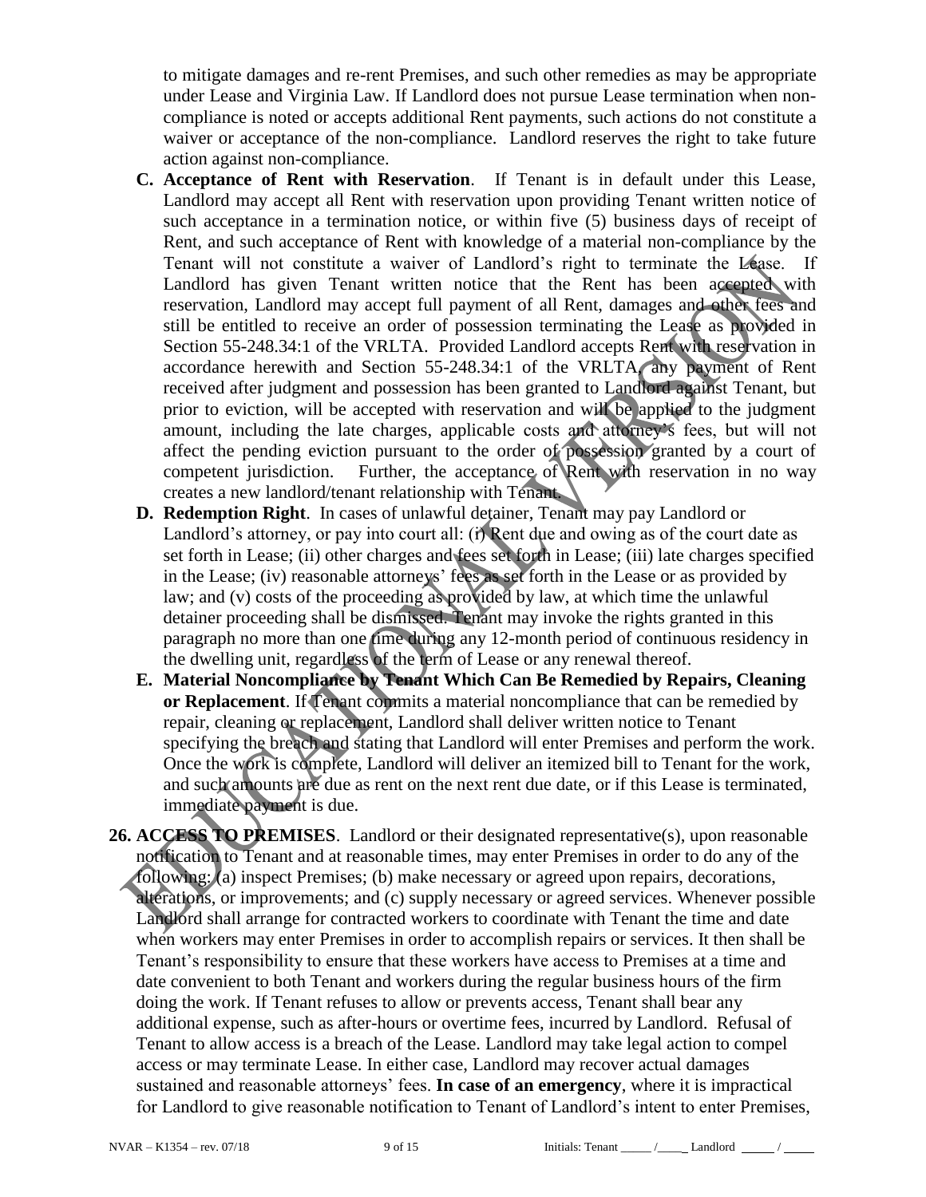to mitigate damages and re-rent Premises, and such other remedies as may be appropriate under Lease and Virginia Law. If Landlord does not pursue Lease termination when non-compliance is noted or accepts additional Rent payments, such actions do not constitute a waiver or acceptance of the non-compliance. Landlord reserves the right to take future action against non-compliance.

**C. Acceptance of Rent with Reservation**. If Tenant is in default under this Lease, Landlord may accept all Rent with reservation upon providing Tenant written notice of such acceptance in a termination notice, or within five (5) business days of receipt of Rent, and such acceptance of Rent with knowledge of a material non-compliance by the Tenant will not constitute a waiver of Landlord's right to terminate the Lease. If Landlord has given Tenant written notice that the Rent has been accepted with reservation, Landlord may accept full payment of all Rent, damages and other fees and still be entitled to receive an order of possession terminating the Lease as provided in Section 55-248.34:1 of the VRLTA. Provided Landlord accepts Rent with reservation in accordance herewith and Section 55-248.34:1 of the VRLTA, any payment of Rent received after judgment and possession has been granted to Landlord against Tenant, but prior to eviction, will be accepted with reservation and will be applied to the judgment amount, including the late charges, applicable costs and attorney's fees, but will not affect the pending eviction pursuant to the order of possession granted by a court of competent jurisdiction. Further, the acceptance of Rent with reservation in no way creates a new landlord/tenant relationship with Tenant.

**D. Redemption Right**. In cases of unlawful detainer, Tenant may pay Landlord or Landlord's attorney, or pay into court all: (i) Rent due and owing as of the court date as set forth in Lease; (ii) other charges and fees set forth in Lease; (iii) late charges specified in the Lease; (iv) reasonable attorneys' fees as set forth in the Lease or as provided by law; and (v) costs of the proceeding as provided by law, at which time the unlawful detainer proceeding shall be dismissed. Tenant may invoke the rights granted in this paragraph no more than one time during any 12-month period of continuous residency in the dwelling unit, regardless of the term of Lease or any renewal thereof.

**E. Material Noncompliance by Tenant Which Can Be Remedied by Repairs, Cleaning or Replacement**. If Tenant commits a material noncompliance that can be remedied by repair, cleaning or replacement, Landlord shall deliver written notice to Tenant specifying the breach and stating that Landlord will enter Premises and perform the work. Once the work is complete, Landlord will deliver an itemized bill to Tenant for the work, and such amounts are due as rent on the next rent due date, or if this Lease is terminated, immediate payment is due.

**26. ACCESS TO PREMISES**. Landlord or their designated representative(s), upon reasonable notification to Tenant and at reasonable times, may enter Premises in order to do any of the following: (a) inspect Premises; (b) make necessary or agreed upon repairs, decorations, alterations, or improvements; and (c) supply necessary or agreed services. Whenever possible Landlord shall arrange for contracted workers to coordinate with Tenant the time and date when workers may enter Premises in order to accomplish repairs or services. It then shall be Tenant's responsibility to ensure that these workers have access to Premises at a time and date convenient to both Tenant and workers during the regular business hours of the firm doing the work. If Tenant refuses to allow or prevents access, Tenant shall bear any additional expense, such as after-hours or overtime fees, incurred by Landlord. Refusal of Tenant to allow access is a breach of the Lease. Landlord may take legal action to compel access or may terminate Lease. In either case, Landlord may recover actual damages sustained and reasonable attorneys' fees. **In case of an emergency**, where it is impractical for Landlord to give reasonable notification to Tenant of Landlord's intent to enter Premises,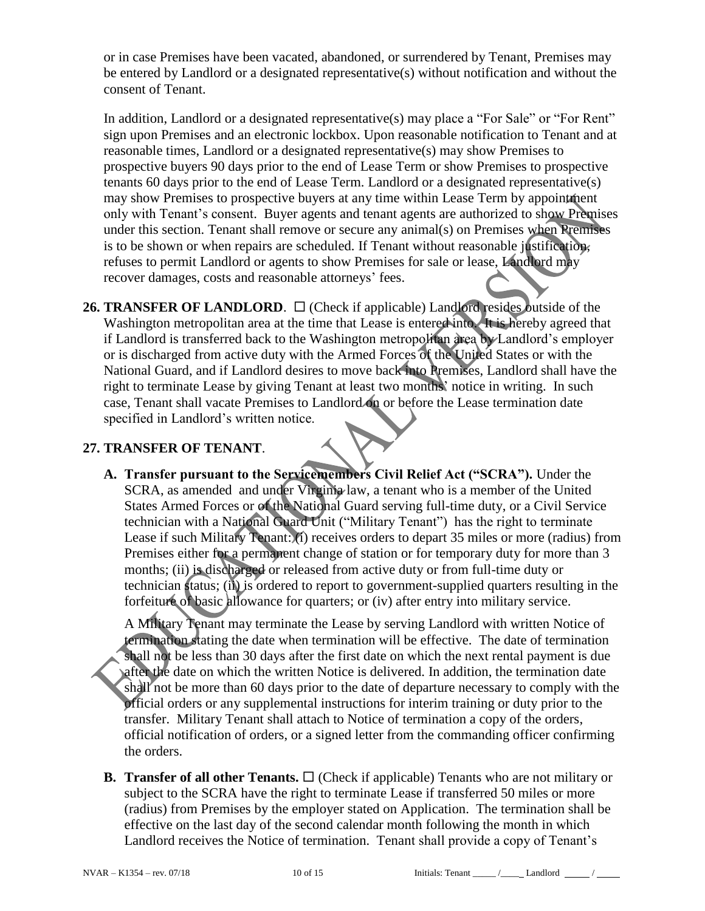or in case Premises have been vacated, abandoned, or surrendered by Tenant, Premises may be entered by Landlord or a designated representative(s) without notification and without the consent of Tenant.

In addition, Landlord or a designated representative(s) may place a "For Sale" or "For Rent" sign upon Premises and an electronic lockbox. Upon reasonable notification to Tenant and at reasonable times, Landlord or a designated representative(s) may show Premises to prospective buyers 90 days prior to the end of Lease Term or show Premises to prospective tenants 60 days prior to the end of Lease Term. Landlord or a designated representative(s) may show Premises to prospective buyers at any time within Lease Term by appointment only with Tenant's consent. Buyer agents and tenant agents are authorized to show Premises under this section. Tenant shall remove or secure any animal(s) on Premises when Premises is to be shown or when repairs are scheduled. If Tenant without reasonable justification, refuses to permit Landlord or agents to show Premises for sale or lease, Landlord may recover damages, costs and reasonable attorneys' fees.

**26. TRANSFER OF LANDLORD**. ☐ (Check if applicable) Landlord resides outside of the Washington metropolitan area at the time that Lease is entered into. It is hereby agreed that if Landlord is transferred back to the Washington metropolitan area by Landlord's employer or is discharged from active duty with the Armed Forces of the United States or with the National Guard, and if Landlord desires to move back into Premises, Landlord shall have the right to terminate Lease by giving Tenant at least two months' notice in writing. In such case, Tenant shall vacate Premises to Landlord on or before the Lease termination date specified in Landlord's written notice.

**27. TRANSFER OF TENANT**.

**A. Transfer pursuant to the Servicemembers Civil Relief Act ("SCRA").** Under the SCRA, as amended and under Virginia law, a tenant who is a member of the United States Armed Forces or of the National Guard serving full-time duty, or a Civil Service technician with a National Guard Unit ("Military Tenant") has the right to terminate Lease if such Military Tenant: (i) receives orders to depart 35 miles or more (radius) from Premises either for a permanent change of station or for temporary duty for more than 3 months; (ii) is discharged or released from active duty or from full-time duty or technician status; (iii) is ordered to report to government-supplied quarters resulting in the forfeiture of basic allowance for quarters; or (iv) after entry into military service.

A Military Tenant may terminate the Lease by serving Landlord with written Notice of termination stating the date when termination will be effective. The date of termination shall not be less than 30 days after the first date on which the next rental payment is due after the date on which the written Notice is delivered. In addition, the termination date shall not be more than 60 days prior to the date of departure necessary to comply with the official orders or any supplemental instructions for interim training or duty prior to the transfer. Military Tenant shall attach to Notice of termination a copy of the orders, official notification of orders, or a signed letter from the commanding officer confirming the orders.

**B. Transfer of all other Tenants.** ☐ (Check if applicable) Tenants who are not military or subject to the SCRA have the right to terminate Lease if transferred 50 miles or more (radius) from Premises by the employer stated on Application. The termination shall be effective on the last day of the second calendar month following the month in which Landlord receives the Notice of termination. Tenant shall provide a copy of Tenant's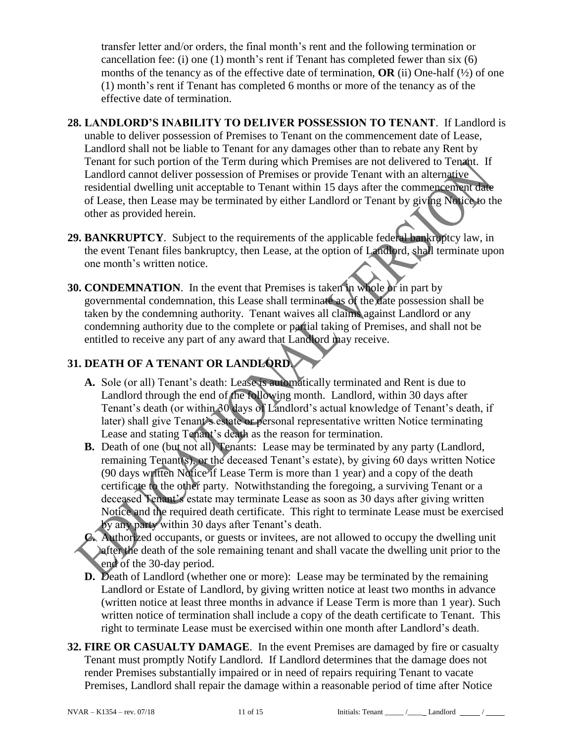transfer letter and/or orders, the final month's rent and the following termination or cancellation fee: (i) one (1) month's rent if Tenant has completed fewer than six (6) months of the tenancy as of the effective date of termination, **OR** (ii) One-half (½) of one (1) month's rent if Tenant has completed 6 months or more of the tenancy as of the effective date of termination.

**28. LANDLORD'S INABILITY TO DELIVER POSSESSION TO TENANT**. If Landlord is unable to deliver possession of Premises to Tenant on the commencement date of Lease, Landlord shall not be liable to Tenant for any damages other than to rebate any Rent by Tenant for such portion of the Term during which Premises are not delivered to Tenant. If Landlord cannot deliver possession of Premises or provide Tenant with an alternative residential dwelling unit acceptable to Tenant within 15 days after the commencement date of Lease, then Lease may be terminated by either Landlord or Tenant by giving Notice to the other as provided herein.

**29. BANKRUPTCY**. Subject to the requirements of the applicable federal bankruptcy law, in the event Tenant files bankruptcy, then Lease, at the option of Landlord, shall terminate upon one month's written notice.

**30. CONDEMNATION**. In the event that Premises is taken in whole or in part by governmental condemnation, this Lease shall terminate as of the date possession shall be taken by the condemning authority. Tenant waives all claims against Landlord or any condemning authority due to the complete or partial taking of Premises, and shall not be entitled to receive any part of any award that Landlord may receive.

**31. DEATH OF A TENANT OR LANDLORD**.

**A.** Sole (or all) Tenant's death: Lease is automatically terminated and Rent is due to Landlord through the end of the following month. Landlord, within 30 days after Tenant's death (or within 30 days of Landlord's actual knowledge of Tenant's death, if later) shall give Tenant's estate or personal representative written Notice terminating Lease and stating Tenant's death as the reason for termination.

**B.** Death of one (but not all) Tenants: Lease may be terminated by any party (Landlord, remaining Tenant(s), or the deceased Tenant's estate), by giving 60 days written Notice (90 days written Notice if Lease Term is more than 1 year) and a copy of the death certificate to the other party. Notwithstanding the foregoing, a surviving Tenant or a deceased Tenant's estate may terminate Lease as soon as 30 days after giving written Notice and the required death certificate. This right to terminate Lease must be exercised by any party within 30 days after Tenant's death.

**C.** Authorized occupants, or guests or invitees, are not allowed to occupy the dwelling unit after the death of the sole remaining tenant and shall vacate the dwelling unit prior to the end of the 30-day period.

**D.** Death of Landlord (whether one or more): Lease may be terminated by the remaining Landlord or Estate of Landlord, by giving written notice at least two months in advance (written notice at least three months in advance if Lease Term is more than 1 year). Such written notice of termination shall include a copy of the death certificate to Tenant. This right to terminate Lease must be exercised within one month after Landlord's death.

**32. FIRE OR CASUALTY DAMAGE**. In the event Premises are damaged by fire or casualty Tenant must promptly Notify Landlord. If Landlord determines that the damage does not render Premises substantially impaired or in need of repairs requiring Tenant to vacate Premises, Landlord shall repair the damage within a reasonable period of time after Notice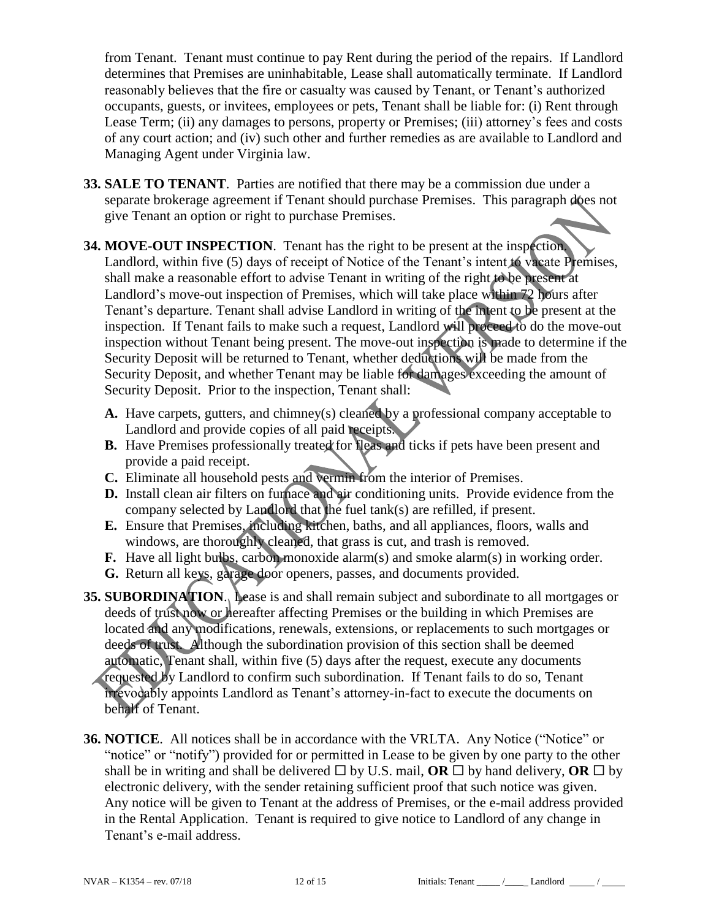from Tenant. Tenant must continue to pay Rent during the period of the repairs. If Landlord determines that Premises are uninhabitable, Lease shall automatically terminate. If Landlord reasonably believes that the fire or casualty was caused by Tenant, or Tenant's authorized occupants, guests, or invitees, employees or pets, Tenant shall be liable for: (i) Rent through Lease Term; (ii) any damages to persons, property or Premises; (iii) attorney's fees and costs of any court action; and (iv) such other and further remedies as are available to Landlord and Managing Agent under Virginia law.

**33. SALE TO TENANT**. Parties are notified that there may be a commission due under a separate brokerage agreement if Tenant should purchase Premises. This paragraph does not give Tenant an option or right to purchase Premises.

**34. MOVE-OUT INSPECTION**. Tenant has the right to be present at the inspection. Landlord, within five (5) days of receipt of Notice of the Tenant's intent to vacate Premises, shall make a reasonable effort to advise Tenant in writing of the right to be present at Landlord's move-out inspection of Premises, which will take place within 72 hours after Tenant's departure. Tenant shall advise Landlord in writing of the intent to be present at the inspection. If Tenant fails to make such a request, Landlord will proceed to do the move-out inspection without Tenant being present. The move-out inspection is made to determine if the Security Deposit will be returned to Tenant, whether deductions will be made from the Security Deposit, and whether Tenant may be liable for damages exceeding the amount of Security Deposit. Prior to the inspection, Tenant shall:

- **A.** Have carpets, gutters, and chimney(s) cleaned by a professional company acceptable to Landlord and provide copies of all paid receipts.
- **B.** Have Premises professionally treated for fleas and ticks if pets have been present and provide a paid receipt.
- **C.** Eliminate all household pests and vermin from the interior of Premises.
- **D.** Install clean air filters on furnace and air conditioning units. Provide evidence from the company selected by Landlord that the fuel tank(s) are refilled, if present.
- **E.** Ensure that Premises, including kitchen, baths, and all appliances, floors, walls and windows, are thoroughly cleaned, that grass is cut, and trash is removed.
- **F.** Have all light bulbs, carbon monoxide alarm(s) and smoke alarm(s) in working order.
- **G.** Return all keys, garage door openers, passes, and documents provided.

**35. SUBORDINATION**. Lease is and shall remain subject and subordinate to all mortgages or deeds of trust now or hereafter affecting Premises or the building in which Premises are located and any modifications, renewals, extensions, or replacements to such mortgages or deeds of trust. Although the subordination provision of this section shall be deemed automatic, Tenant shall, within five (5) days after the request, execute any documents requested by Landlord to confirm such subordination. If Tenant fails to do so, Tenant irrevocably appoints Landlord as Tenant's attorney-in-fact to execute the documents on behalf of Tenant.

**36. NOTICE**. All notices shall be in accordance with the VRLTA. Any Notice ("Notice" or "notice" or "notify") provided for or permitted in Lease to be given by one party to the other shall be in writing and shall be delivered ☐ by U.S. mail, **OR** ☐ by hand delivery, **OR** ☐ by electronic delivery, with the sender retaining sufficient proof that such notice was given. Any notice will be given to Tenant at the address of Premises, or the e-mail address provided in the Rental Application. Tenant is required to give notice to Landlord of any change in Tenant's e-mail address.

NVAR – K1354 – rev. 07/18 Initials: Tenant _____ /_____ Landlord _____ / _____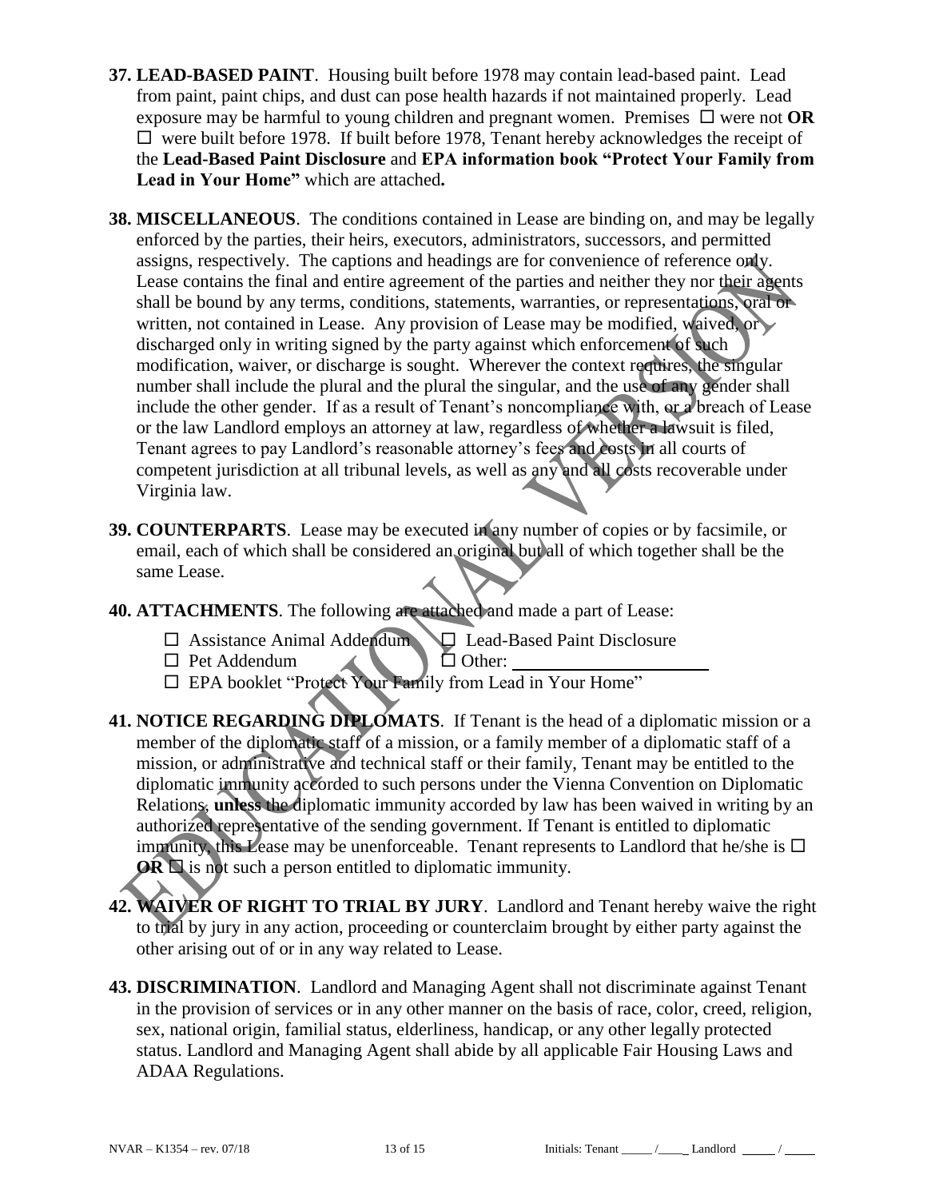**37. LEAD-BASED PAINT**. Housing built before 1978 may contain lead-based paint. Lead from paint, paint chips, and dust can pose health hazards if not maintained properly. Lead exposure may be harmful to young children and pregnant women. Premises ☐ were not **OR** ☐ were built before 1978. If built before 1978, Tenant hereby acknowledges the receipt of the **Lead-Based Paint Disclosure** and **EPA information book "Protect Your Family from Lead in Your Home"** which are attached**.**

**38. MISCELLANEOUS**. The conditions contained in Lease are binding on, and may be legally enforced by the parties, their heirs, executors, administrators, successors, and permitted assigns, respectively. The captions and headings are for convenience of reference only. Lease contains the final and entire agreement of the parties and neither they nor their agents shall be bound by any terms, conditions, statements, warranties, or representations, oral or written, not contained in Lease. Any provision of Lease may be modified, waived, or discharged only in writing signed by the party against which enforcement of such modification, waiver, or discharge is sought. Wherever the context requires, the singular number shall include the plural and the plural the singular, and the use of any gender shall include the other gender. If as a result of Tenant's noncompliance with, or a breach of Lease or the law Landlord employs an attorney at law, regardless of whether a lawsuit is filed, Tenant agrees to pay Landlord's reasonable attorney's fees and costs in all courts of competent jurisdiction at all tribunal levels, as well as any and all costs recoverable under Virginia law.

**39. COUNTERPARTS**. Lease may be executed in any number of copies or by facsimile, or email, each of which shall be considered an original but all of which together shall be the same Lease.

**40. ATTACHMENTS**. The following are attached and made a part of Lease:

- ☐ Assistance Animal Addendum ☐ Lead-Based Paint Disclosure
- ☐ Pet Addendum ☐ Other: ______________________
- ☐ EPA booklet "Protect Your Family from Lead in Your Home"

**41. NOTICE REGARDING DIPLOMATS**. If Tenant is the head of a diplomatic mission or a member of the diplomatic staff of a mission, or a family member of a diplomatic staff of a mission, or administrative and technical staff or their family, Tenant may be entitled to the diplomatic immunity accorded to such persons under the Vienna Convention on Diplomatic Relations, **unless** the diplomatic immunity accorded by law has been waived in writing by an authorized representative of the sending government. If Tenant is entitled to diplomatic immunity, this Lease may be unenforceable. Tenant represents to Landlord that he/she is ☐ **OR** ☐ is not such a person entitled to diplomatic immunity.

**42. WAIVER OF RIGHT TO TRIAL BY JURY**. Landlord and Tenant hereby waive the right to trial by jury in any action, proceeding or counterclaim brought by either party against the other arising out of or in any way related to Lease.

**43. DISCRIMINATION**. Landlord and Managing Agent shall not discriminate against Tenant in the provision of services or in any other manner on the basis of race, color, creed, religion, sex, national origin, familial status, elderliness, handicap, or any other legally protected status. Landlord and Managing Agent shall abide by all applicable Fair Housing Laws and ADAA Regulations.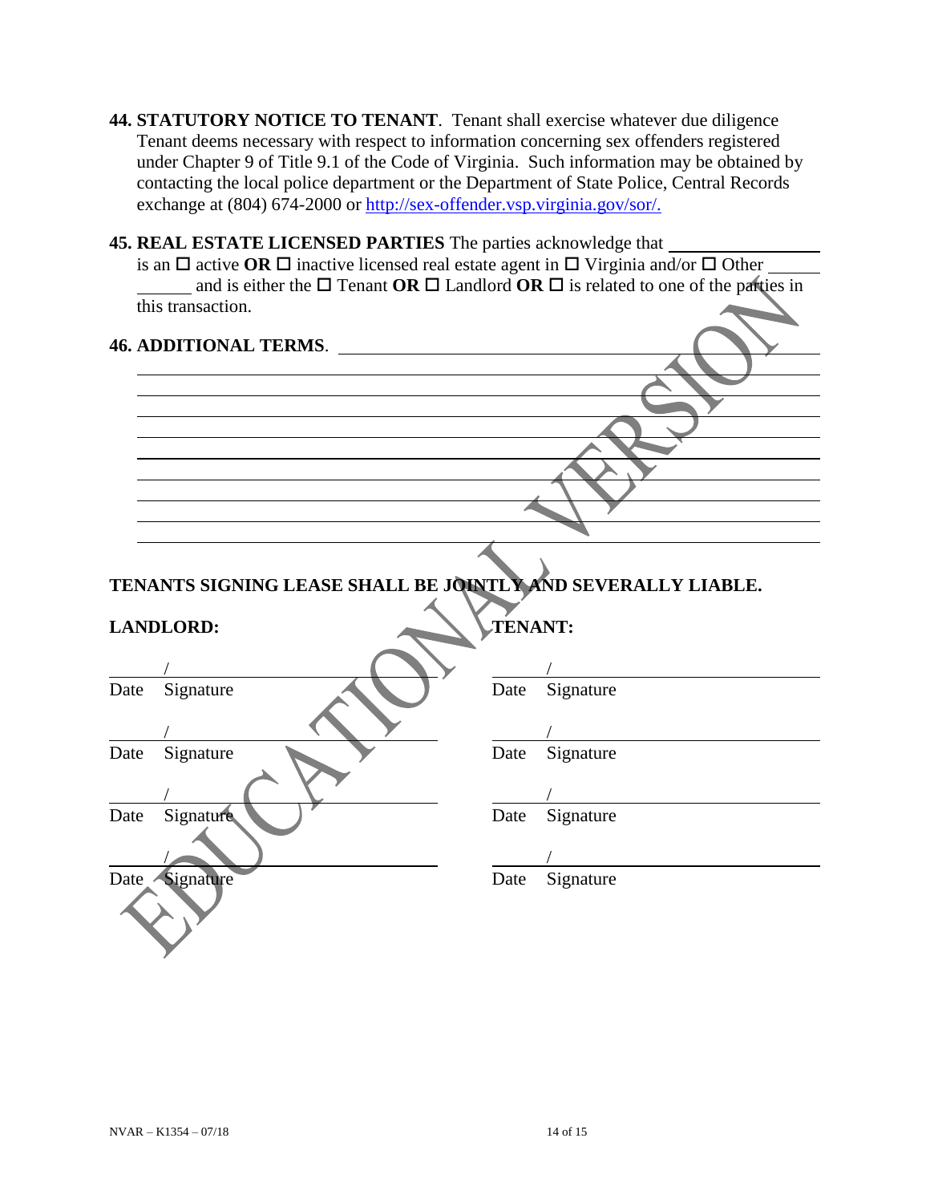**44. STATUTORY NOTICE TO TENANT**. Tenant shall exercise whatever due diligence Tenant deems necessary with respect to information concerning sex offenders registered under Chapter 9 of Title 9.1 of the Code of Virginia. Such information may be obtained by contacting the local police department or the Department of State Police, Central Records exchange at (804) 674-2000 or http://sex-offender.vsp.virginia.gov/sor/.

**45. REAL ESTATE LICENSED PARTIES** The parties acknowledge that ________________ is an ☐ active **OR** ☐ inactive licensed real estate agent in ☐ Virginia and/or ☐ Other ____________ and is either the ☐ Tenant **OR** ☐ Landlord **OR** ☐ is related to one of the parties in this transaction.

**46. ADDITIONAL TERMS**. ______________________________________________

______________________________________________

______________________________________________

______________________________________________

______________________________________________

______________________________________________

______________________________________________

______________________________________________

______________________________________________

______________________________________________

**TENANTS SIGNING LEASE SHALL BE JOINTLY AND SEVERALLY LIABLE.**

| **LANDLORD:** | **TENANT:** |
|---|---|
| ______ / ____________________ | ______ / ____________________ |
| Date Signature | Date Signature |
| ______ / ____________________ | ______ / ____________________ |
| Date Signature | Date Signature |
| ______ / ____________________ | ______ / ____________________ |
| Date Signature | Date Signature |
| ______ / ____________________ | ______ / ____________________ |
| Date Signature | Date Signature |

EDUCATIONAL VERSION

NVAR – K1354 – 07/18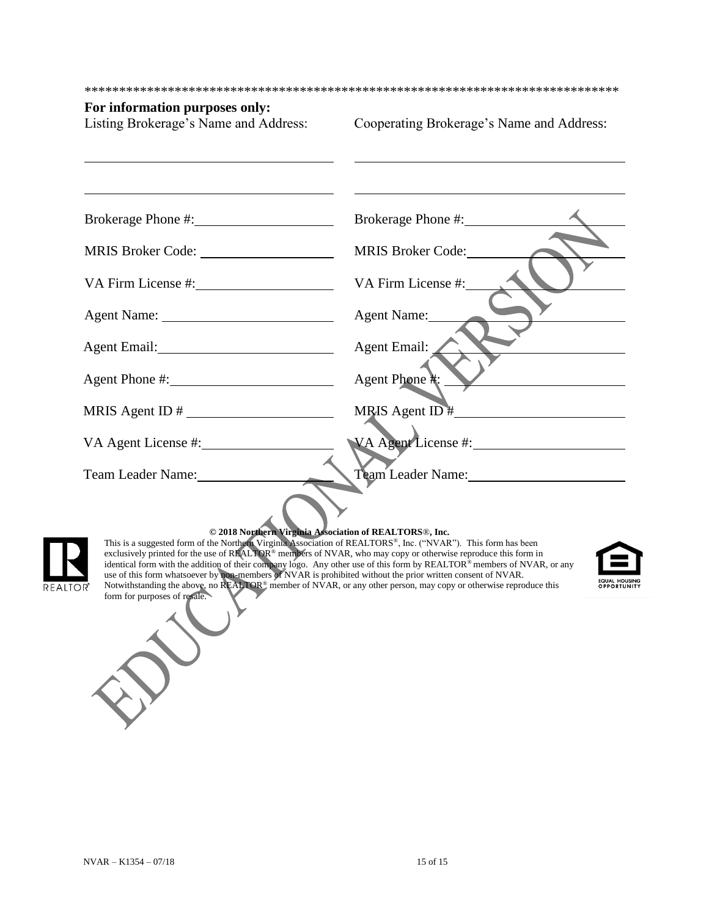*****************************************************************************

**For information purposes only:**

| Listing Brokerage's Name and Address: | Cooperating Brokerage's Name and Address: |
|---|---|
| | |
| | |
| Brokerage Phone #: | Brokerage Phone #: |
| MRIS Broker Code: | MRIS Broker Code: |
| VA Firm License #: | VA Firm License #: |
| Agent Name: | Agent Name: |
| Agent Email: | Agent Email: |
| Agent Phone #: | Agent Phone #: |
| MRIS Agent ID # | MRIS Agent ID # |
| VA Agent License #: | VA Agent License #: |
| Team Leader Name: | Team Leader Name: |

EDUCATIONAL VERSION

**© 2018 Northern Virginia Association of REALTORS®, Inc.**

This is a suggested form of the Northern Virginia Association of REALTORS®, Inc. ("NVAR"). This form has been exclusively printed for the use of REALTOR® members of NVAR, who may copy or otherwise reproduce this form in identical form with the addition of their company logo. Any other use of this form by REALTOR® members of NVAR, or any use of this form whatsoever by non-members of NVAR is prohibited without the prior written consent of NVAR. Notwithstanding the above, no REALTOR® member of NVAR, or any other person, may copy or otherwise reproduce this form for purposes of resale.

NVAR – K1354 – 07/18